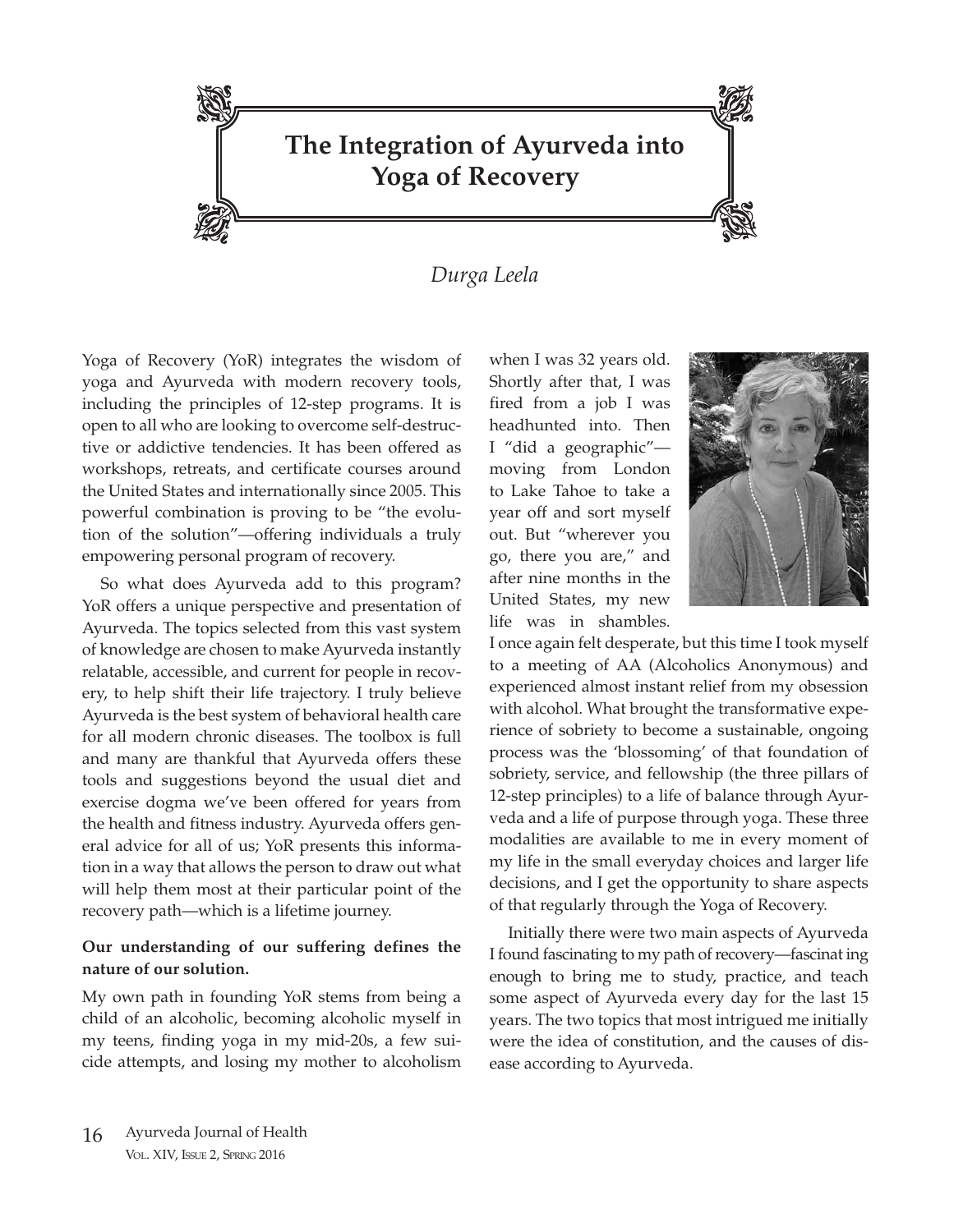# The Integration of Ayurveda into Yoga of Recovery

*Durga Leela*

Yoga of Recovery (YoR) integrates the wisdom of yoga and Ayurveda with modern recovery tools, including the principles of 12-step programs. It is open to all who are looking to overcome self-destructive or addictive tendencies. It has been offered as workshops, retreats, and certificate courses around the United States and internationally since 2005. This powerful combination is proving to be "the evolution of the solution"—offering individuals a truly empowering personal program of recovery.

So what does Ayurveda add to this program? YoR offers a unique perspective and presentation of Ayurveda. The topics selected from this vast system of knowledge are chosen to make Ayurveda instantly relatable, accessible, and current for people in recovery, to help shift their life trajectory. I truly believe Ayurveda is the best system of behavioral health care for all modern chronic diseases. The toolbox is full and many are thankful that Ayurveda offers these tools and suggestions beyond the usual diet and exercise dogma we've been offered for years from the health and fitness industry. Ayurveda offers general advice for all of us; YoR presents this information in a way that allows the person to draw out what will help them most at their particular point of the recovery path—which is a lifetime journey.

**Our understanding of our suffering defines the nature of our solution.**

My own path in founding YoR stems from being a child of an alcoholic, becoming alcoholic myself in my teens, finding yoga in my mid-20s, a few suicide attempts, and losing my mother to alcoholism when I was 32 years old. Shortly after that, I was fired from a job I was headhunted into. Then I "did a geographic"—moving from London to Lake Tahoe to take a year off and sort myself out. But "wherever you go, there you are," and after nine months in the United States, my new life was in shambles. I once again felt desperate, but this time I took myself to a meeting of AA (Alcoholics Anonymous) and experienced almost instant relief from my obsession with alcohol. What brought the transformative experience of sobriety to become a sustainable, ongoing process was the 'blossoming' of that foundation of sobriety, service, and fellowship (the three pillars of 12-step principles) to a life of balance through Ayurveda and a life of purpose through yoga. These three modalities are available to me in every moment of my life in the small everyday choices and larger life decisions, and I get the opportunity to share aspects of that regularly through the Yoga of Recovery.

Initially there were two main aspects of Ayurveda I found fascinating to my path of recovery—fascinating enough to bring me to study, practice, and teach some aspect of Ayurveda every day for the last 15 years. The two topics that most intrigued me initially were the idea of constitution, and the causes of disease according to Ayurveda.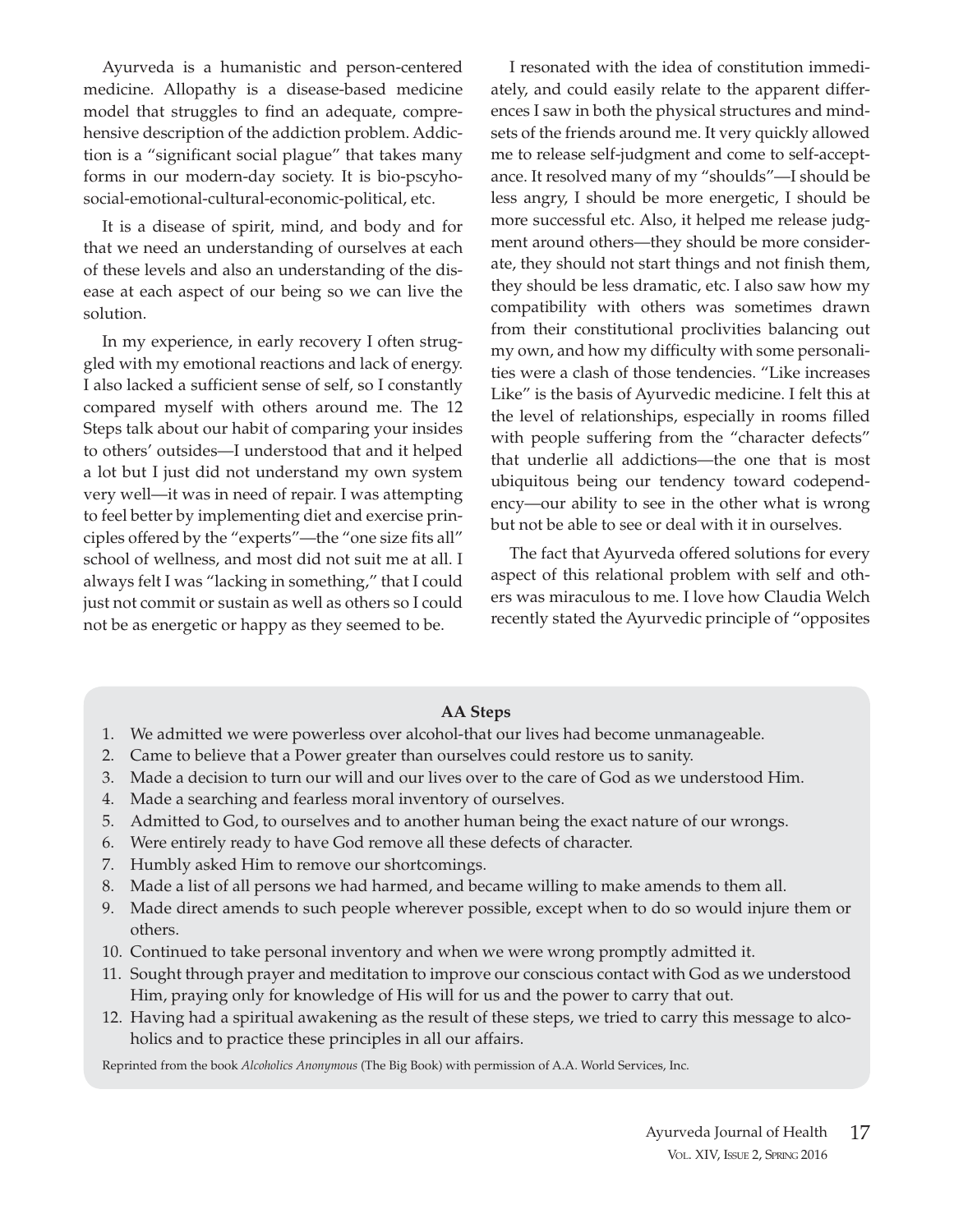Ayurveda is a humanistic and person-centered medicine. Allopathy is a disease-based medicine model that struggles to find an adequate, comprehensive description of the addiction problem. Addiction is a "significant social plague" that takes many forms in our modern-day society. It is bio-pscyho-social-emotional-cultural-economic-political, etc.

It is a disease of spirit, mind, and body and for that we need an understanding of ourselves at each of these levels and also an understanding of the disease at each aspect of our being so we can live the solution.

In my experience, in early recovery I often struggled with my emotional reactions and lack of energy. I also lacked a sufficient sense of self, so I constantly compared myself with others around me. The 12 Steps talk about our habit of comparing your insides to others' outsides—I understood that and it helped a lot but I just did not understand my own system very well—it was in need of repair. I was attempting to feel better by implementing diet and exercise principles offered by the "experts"—the "one size fits all" school of wellness, and most did not suit me at all. I always felt I was "lacking in something," that I could just not commit or sustain as well as others so I could not be as energetic or happy as they seemed to be.

I resonated with the idea of constitution immediately, and could easily relate to the apparent differences I saw in both the physical structures and mindsets of the friends around me. It very quickly allowed me to release self-judgment and come to self-acceptance. It resolved many of my "shoulds"—I should be less angry, I should be more energetic, I should be more successful etc. Also, it helped me release judgment around others—they should be more considerate, they should not start things and not finish them, they should be less dramatic, etc. I also saw how my compatibility with others was sometimes drawn from their constitutional proclivities balancing out my own, and how my difficulty with some personalities were a clash of those tendencies. "Like increases Like" is the basis of Ayurvedic medicine. I felt this at the level of relationships, especially in rooms filled with people suffering from the "character defects" that underlie all addictions—the one that is most ubiquitous being our tendency toward codependency—our ability to see in the other what is wrong but not be able to see or deal with it in ourselves.

The fact that Ayurveda offered solutions for every aspect of this relational problem with self and others was miraculous to me. I love how Claudia Welch recently stated the Ayurvedic principle of "opposites

**AA Steps**

1. We admitted we were powerless over alcohol-that our lives had become unmanageable.
2. Came to believe that a Power greater than ourselves could restore us to sanity.
3. Made a decision to turn our will and our lives over to the care of God as we understood Him.
4. Made a searching and fearless moral inventory of ourselves.
5. Admitted to God, to ourselves and to another human being the exact nature of our wrongs.
6. Were entirely ready to have God remove all these defects of character.
7. Humbly asked Him to remove our shortcomings.
8. Made a list of all persons we had harmed, and became willing to make amends to them all.
9. Made direct amends to such people wherever possible, except when to do so would injure them or others.
10. Continued to take personal inventory and when we were wrong promptly admitted it.
11. Sought through prayer and meditation to improve our conscious contact with God as we understood Him, praying only for knowledge of His will for us and the power to carry that out.
12. Having had a spiritual awakening as the result of these steps, we tried to carry this message to alcoholics and to practice these principles in all our affairs.

Reprinted from the book *Alcoholics Anonymous* (The Big Book) with permission of A.A. World Services, Inc.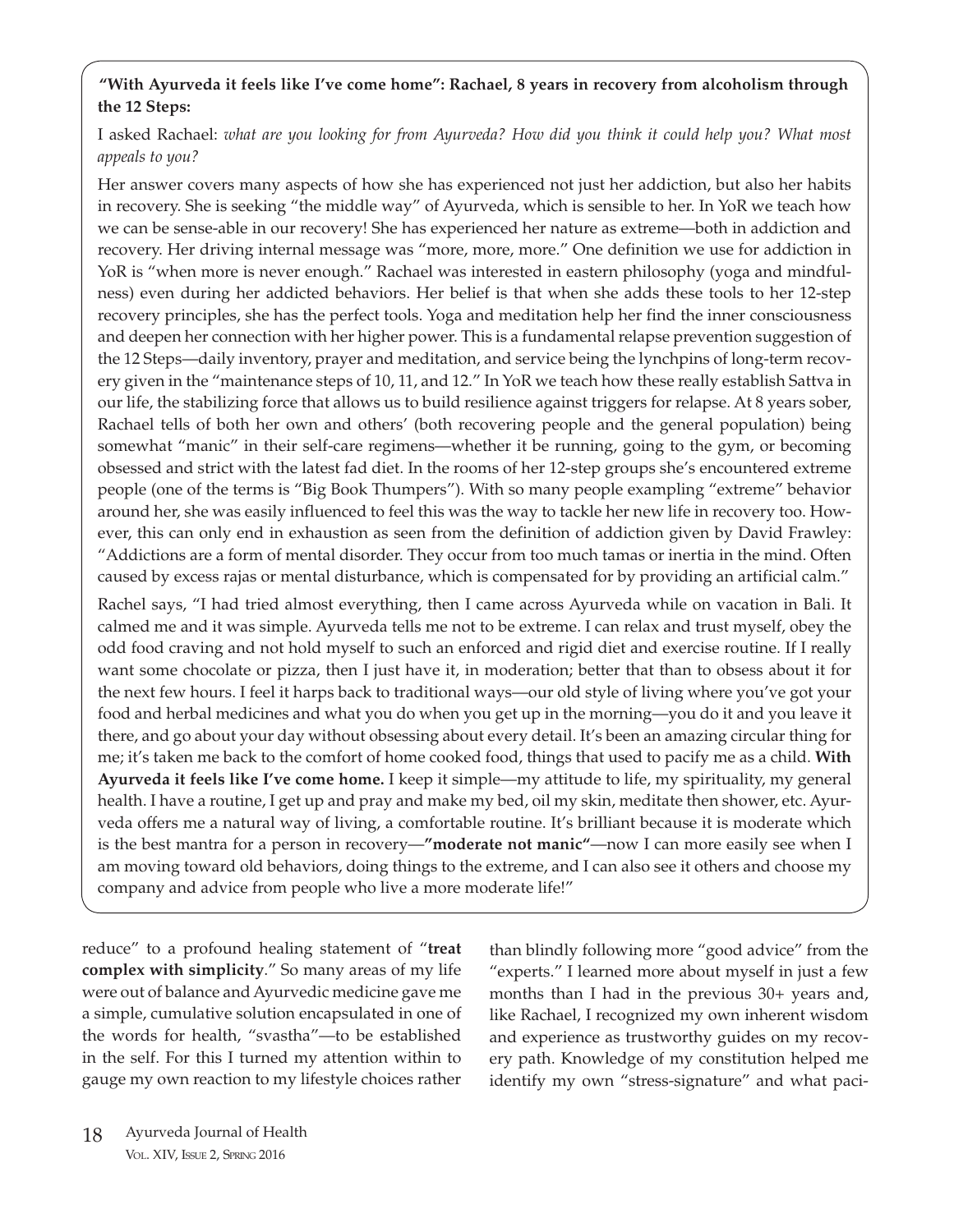**"With Ayurveda it feels like I've come home": Rachael, 8 years in recovery from alcoholism through the 12 Steps:**

I asked Rachael: *what are you looking for from Ayurveda? How did you think it could help you? What most appeals to you?*

Her answer covers many aspects of how she has experienced not just her addiction, but also her habits in recovery. She is seeking "the middle way" of Ayurveda, which is sensible to her. In YoR we teach how we can be sense-able in our recovery! She has experienced her nature as extreme—both in addiction and recovery. Her driving internal message was "more, more, more." One definition we use for addiction in YoR is "when more is never enough." Rachael was interested in eastern philosophy (yoga and mindfulness) even during her addicted behaviors. Her belief is that when she adds these tools to her 12-step recovery principles, she has the perfect tools. Yoga and meditation help her find the inner consciousness and deepen her connection with her higher power. This is a fundamental relapse prevention suggestion of the 12 Steps—daily inventory, prayer and meditation, and service being the lynchpins of long-term recovery given in the "maintenance steps of 10, 11, and 12." In YoR we teach how these really establish Sattva in our life, the stabilizing force that allows us to build resilience against triggers for relapse. At 8 years sober, Rachael tells of both her own and others' (both recovering people and the general population) being somewhat "manic" in their self-care regimens—whether it be running, going to the gym, or becoming obsessed and strict with the latest fad diet. In the rooms of her 12-step groups she's encountered extreme people (one of the terms is "Big Book Thumpers"). With so many people exampling "extreme" behavior around her, she was easily influenced to feel this was the way to tackle her new life in recovery too. However, this can only end in exhaustion as seen from the definition of addiction given by David Frawley: "Addictions are a form of mental disorder. They occur from too much tamas or inertia in the mind. Often caused by excess rajas or mental disturbance, which is compensated for by providing an artificial calm."

Rachel says, "I had tried almost everything, then I came across Ayurveda while on vacation in Bali. It calmed me and it was simple. Ayurveda tells me not to be extreme. I can relax and trust myself, obey the odd food craving and not hold myself to such an enforced and rigid diet and exercise routine. If I really want some chocolate or pizza, then I just have it, in moderation; better that than to obsess about it for the next few hours. I feel it harps back to traditional ways—our old style of living where you've got your food and herbal medicines and what you do when you get up in the morning—you do it and you leave it there, and go about your day without obsessing about every detail. It's been an amazing circular thing for me; it's taken me back to the comfort of home cooked food, things that used to pacify me as a child. **With Ayurveda it feels like I've come home.** I keep it simple—my attitude to life, my spirituality, my general health. I have a routine, I get up and pray and make my bed, oil my skin, meditate then shower, etc. Ayurveda offers me a natural way of living, a comfortable routine. It's brilliant because it is moderate which is the best mantra for a person in recovery—**"moderate not manic"**—now I can more easily see when I am moving toward old behaviors, doing things to the extreme, and I can also see it others and choose my company and advice from people who live a more moderate life!"

reduce" to a profound healing statement of "**treat complex with simplicity**." So many areas of my life were out of balance and Ayurvedic medicine gave me a simple, cumulative solution encapsulated in one of the words for health, "svastha"—to be established in the self. For this I turned my attention within to gauge my own reaction to my lifestyle choices rather than blindly following more "good advice" from the "experts." I learned more about myself in just a few months than I had in the previous 30+ years and, like Rachael, I recognized my own inherent wisdom and experience as trustworthy guides on my recovery path. Knowledge of my constitution helped me identify my own "stress-signature" and what paci-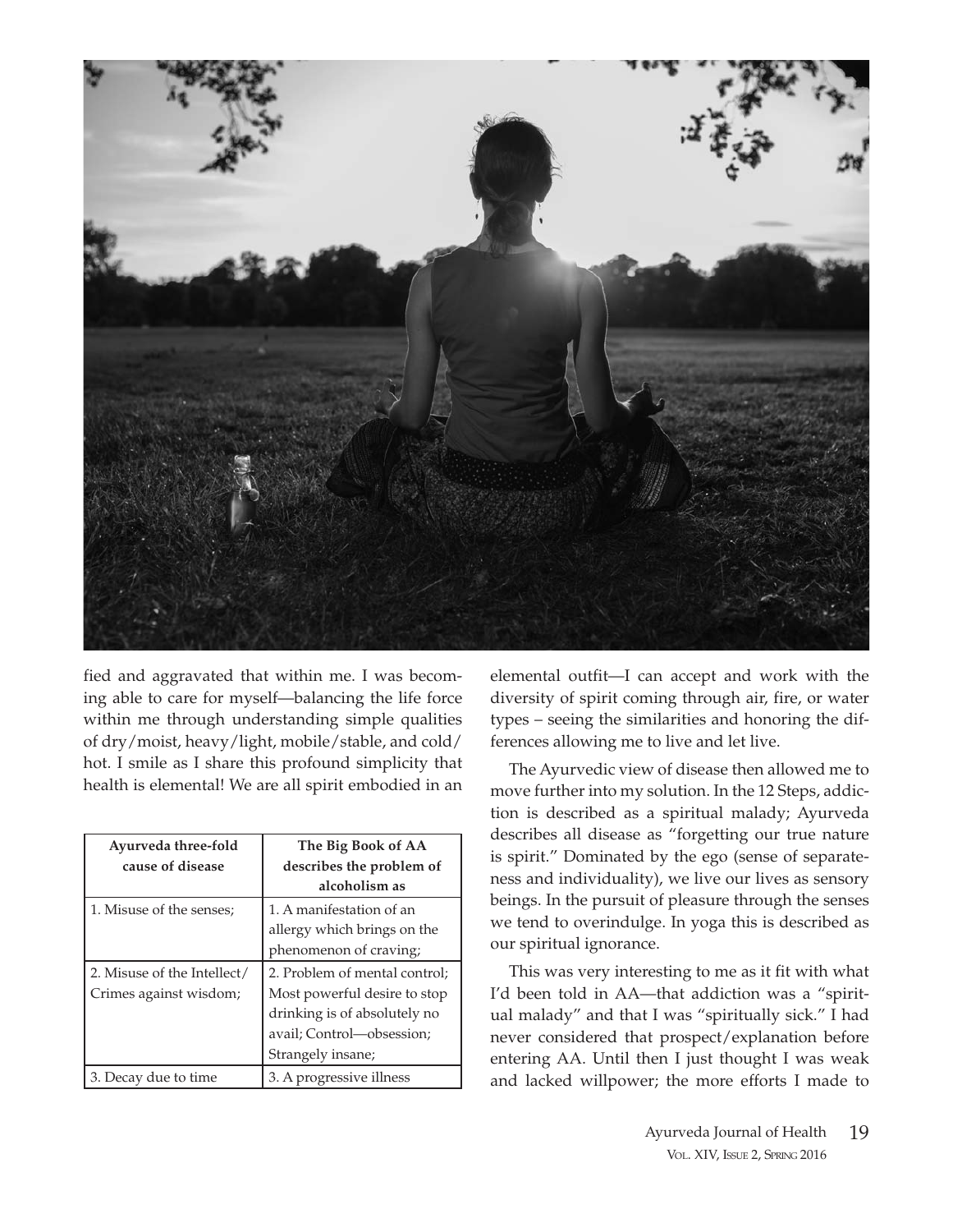fied and aggravated that within me. I was becoming able to care for myself—balancing the life force within me through understanding simple qualities of dry/moist, heavy/light, mobile/stable, and cold/hot. I smile as I share this profound simplicity that health is elemental! We are all spirit embodied in an elemental outfit—I can accept and work with the diversity of spirit coming through air, fire, or water types – seeing the similarities and honoring the differences allowing me to live and let live.

| Ayurveda three-fold cause of disease | The Big Book of AA describes the problem of alcoholism as |
|---|---|
| 1. Misuse of the senses; | 1. A manifestation of an allergy which brings on the phenomenon of craving; |
| 2. Misuse of the Intellect/ Crimes against wisdom; | 2. Problem of mental control; Most powerful desire to stop drinking is of absolutely no avail; Control—obsession; Strangely insane; |
| 3. Decay due to time | 3. A progressive illness |

The Ayurvedic view of disease then allowed me to move further into my solution. In the 12 Steps, addiction is described as a spiritual malady; Ayurveda describes all disease as "forgetting our true nature is spirit." Dominated by the ego (sense of separateness and individuality), we live our lives as sensory beings. In the pursuit of pleasure through the senses we tend to overindulge. In yoga this is described as our spiritual ignorance.

This was very interesting to me as it fit with what I'd been told in AA—that addiction was a "spiritual malady" and that I was "spiritually sick." I had never considered that prospect/explanation before entering AA. Until then I just thought I was weak and lacked willpower; the more efforts I made to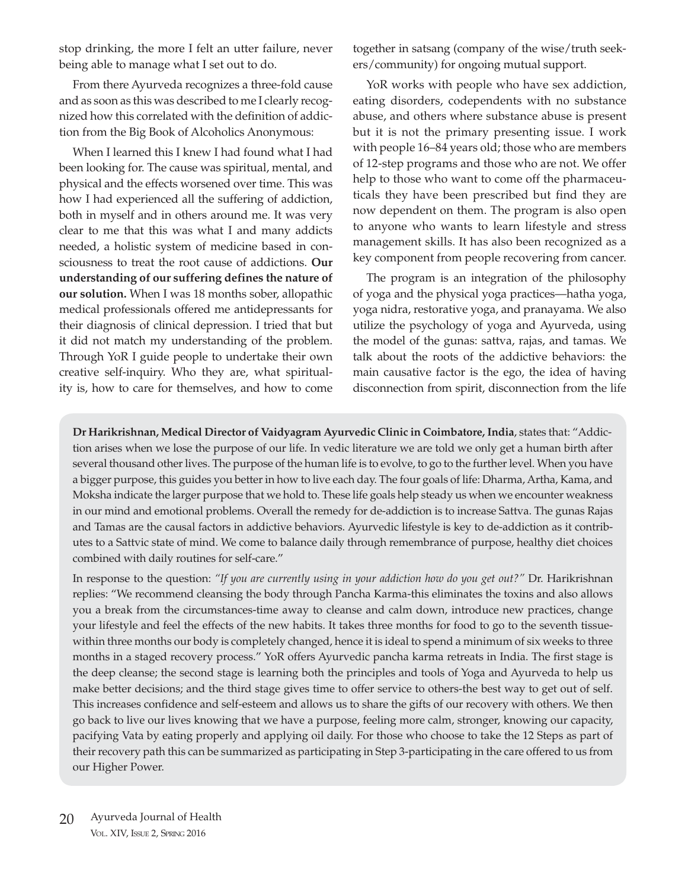stop drinking, the more I felt an utter failure, never being able to manage what I set out to do.

From there Ayurveda recognizes a three-fold cause and as soon as this was described to me I clearly recognized how this correlated with the definition of addiction from the Big Book of Alcoholics Anonymous:

When I learned this I knew I had found what I had been looking for. The cause was spiritual, mental, and physical and the effects worsened over time. This was how I had experienced all the suffering of addiction, both in myself and in others around me. It was very clear to me that this was what I and many addicts needed, a holistic system of medicine based in consciousness to treat the root cause of addictions. **Our understanding of our suffering defines the nature of our solution.** When I was 18 months sober, allopathic medical professionals offered me antidepressants for their diagnosis of clinical depression. I tried that but it did not match my understanding of the problem. Through YoR I guide people to undertake their own creative self-inquiry. Who they are, what spirituality is, how to care for themselves, and how to come together in satsang (company of the wise/truth seekers/community) for ongoing mutual support.

YoR works with people who have sex addiction, eating disorders, codependents with no substance abuse, and others where substance abuse is present but it is not the primary presenting issue. I work with people 16–84 years old; those who are members of 12-step programs and those who are not. We offer help to those who want to come off the pharmaceuticals they have been prescribed but find they are now dependent on them. The program is also open to anyone who wants to learn lifestyle and stress management skills. It has also been recognized as a key component from people recovering from cancer.

The program is an integration of the philosophy of yoga and the physical yoga practices—hatha yoga, yoga nidra, restorative yoga, and pranayama. We also utilize the psychology of yoga and Ayurveda, using the model of the gunas: sattva, rajas, and tamas. We talk about the roots of the addictive behaviors: the main causative factor is the ego, the idea of having disconnection from spirit, disconnection from the life

**Dr Harikrishnan, Medical Director of Vaidyagram Ayurvedic Clinic in Coimbatore, India**, states that: "Addiction arises when we lose the purpose of our life. In vedic literature we are told we only get a human birth after several thousand other lives. The purpose of the human life is to evolve, to go to the further level. When you have a bigger purpose, this guides you better in how to live each day. The four goals of life: Dharma, Artha, Kama, and Moksha indicate the larger purpose that we hold to. These life goals help steady us when we encounter weakness in our mind and emotional problems. Overall the remedy for de-addiction is to increase Sattva. The gunas Rajas and Tamas are the causal factors in addictive behaviors. Ayurvedic lifestyle is key to de-addiction as it contributes to a Sattvic state of mind. We come to balance daily through remembrance of purpose, healthy diet choices combined with daily routines for self-care."

In response to the question: *"If you are currently using in your addiction how do you get out?"* Dr. Harikrishnan replies: "We recommend cleansing the body through Pancha Karma-this eliminates the toxins and also allows you a break from the circumstances-time away to cleanse and calm down, introduce new practices, change your lifestyle and feel the effects of the new habits. It takes three months for food to go to the seventh tissue-within three months our body is completely changed, hence it is ideal to spend a minimum of six weeks to three months in a staged recovery process." YoR offers Ayurvedic pancha karma retreats in India. The first stage is the deep cleanse; the second stage is learning both the principles and tools of Yoga and Ayurveda to help us make better decisions; and the third stage gives time to offer service to others-the best way to get out of self. This increases confidence and self-esteem and allows us to share the gifts of our recovery with others. We then go back to live our lives knowing that we have a purpose, feeling more calm, stronger, knowing our capacity, pacifying Vata by eating properly and applying oil daily. For those who choose to take the 12 Steps as part of their recovery path this can be summarized as participating in Step 3-participating in the care offered to us from our Higher Power.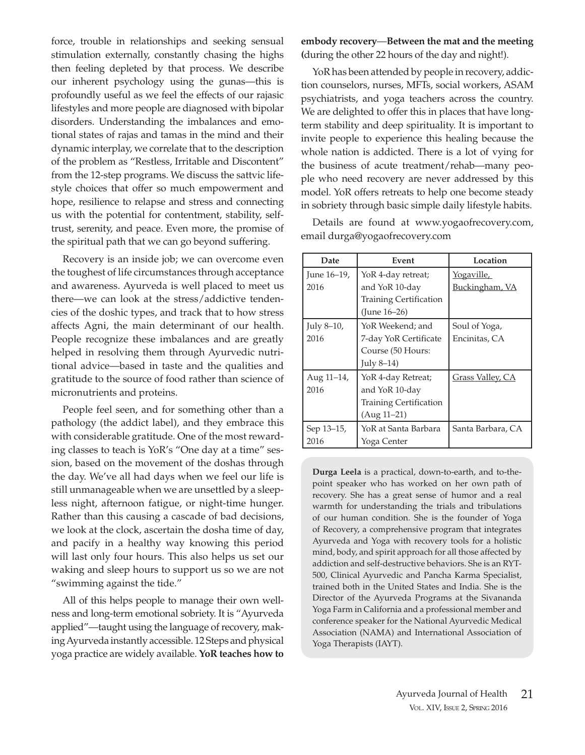force, trouble in relationships and seeking sensual stimulation externally, constantly chasing the highs then feeling depleted by that process. We describe our inherent psychology using the gunas—this is profoundly useful as we feel the effects of our rajasic lifestyles and more people are diagnosed with bipolar disorders. Understanding the imbalances and emotional states of rajas and tamas in the mind and their dynamic interplay, we correlate that to the description of the problem as "Restless, Irritable and Discontent" from the 12-step programs. We discuss the sattvic lifestyle choices that offer so much empowerment and hope, resilience to relapse and stress and connecting us with the potential for contentment, stability, self-trust, serenity, and peace. Even more, the promise of the spiritual path that we can go beyond suffering.

Recovery is an inside job; we can overcome even the toughest of life circumstances through acceptance and awareness. Ayurveda is well placed to meet us there—we can look at the stress/addictive tendencies of the doshic types, and track that to how stress affects Agni, the main determinant of our health. People recognize these imbalances and are greatly helped in resolving them through Ayurvedic nutritional advice—based in taste and the qualities and gratitude to the source of food rather than science of micronutrients and proteins.

People feel seen, and for something other than a pathology (the addict label), and they embrace this with considerable gratitude. One of the most rewarding classes to teach is YoR's "One day at a time" session, based on the movement of the doshas through the day. We've all had days when we feel our life is still unmanageable when we are unsettled by a sleepless night, afternoon fatigue, or night-time hunger. Rather than this causing a cascade of bad decisions, we look at the clock, ascertain the dosha time of day, and pacify in a healthy way knowing this period will last only four hours. This also helps us set our waking and sleep hours to support us so we are not "swimming against the tide."

All of this helps people to manage their own wellness and long-term emotional sobriety. It is "Ayurveda applied"—taught using the language of recovery, making Ayurveda instantly accessible. 12 Steps and physical yoga practice are widely available. **YoR teaches how to embody recovery—Between the mat and the meeting (**during the other 22 hours of the day and night!).

YoR has been attended by people in recovery, addiction counselors, nurses, MFTs, social workers, ASAM psychiatrists, and yoga teachers across the country. We are delighted to offer this in places that have long-term stability and deep spirituality. It is important to invite people to experience this healing because the whole nation is addicted. There is a lot of vying for the business of acute treatment/rehab—many people who need recovery are never addressed by this model. YoR offers retreats to help one become steady in sobriety through basic simple daily lifestyle habits.

Details are found at www.yogaofrecovery.com, email durga@yogaofrecovery.com

| Date | Event | Location |
| --- | --- | --- |
| June 16–19, 2016 | YoR 4-day retreat; and YoR 10-day Training Certification (June 16–26) | Yogaville, Buckingham, VA |
| July 8–10, 2016 | YoR Weekend; and 7-day YoR Certificate Course (50 Hours: July 8–14) | Soul of Yoga, Encinitas, CA |
| Aug 11–14, 2016 | YoR 4-day Retreat; and YoR 10-day Training Certification (Aug 11–21) | Grass Valley, CA |
| Sep 13–15, 2016 | YoR at Santa Barbara Yoga Center | Santa Barbara, CA |

**Durga Leela** is a practical, down-to-earth, and to-the-point speaker who has worked on her own path of recovery. She has a great sense of humor and a real warmth for understanding the trials and tribulations of our human condition. She is the founder of Yoga of Recovery, a comprehensive program that integrates Ayurveda and Yoga with recovery tools for a holistic mind, body, and spirit approach for all those affected by addiction and self-destructive behaviors. She is an RYT-500, Clinical Ayurvedic and Pancha Karma Specialist, trained both in the United States and India. She is the Director of the Ayurveda Programs at the Sivananda Yoga Farm in California and a professional member and conference speaker for the National Ayurvedic Medical Association (NAMA) and International Association of Yoga Therapists (IAYT).